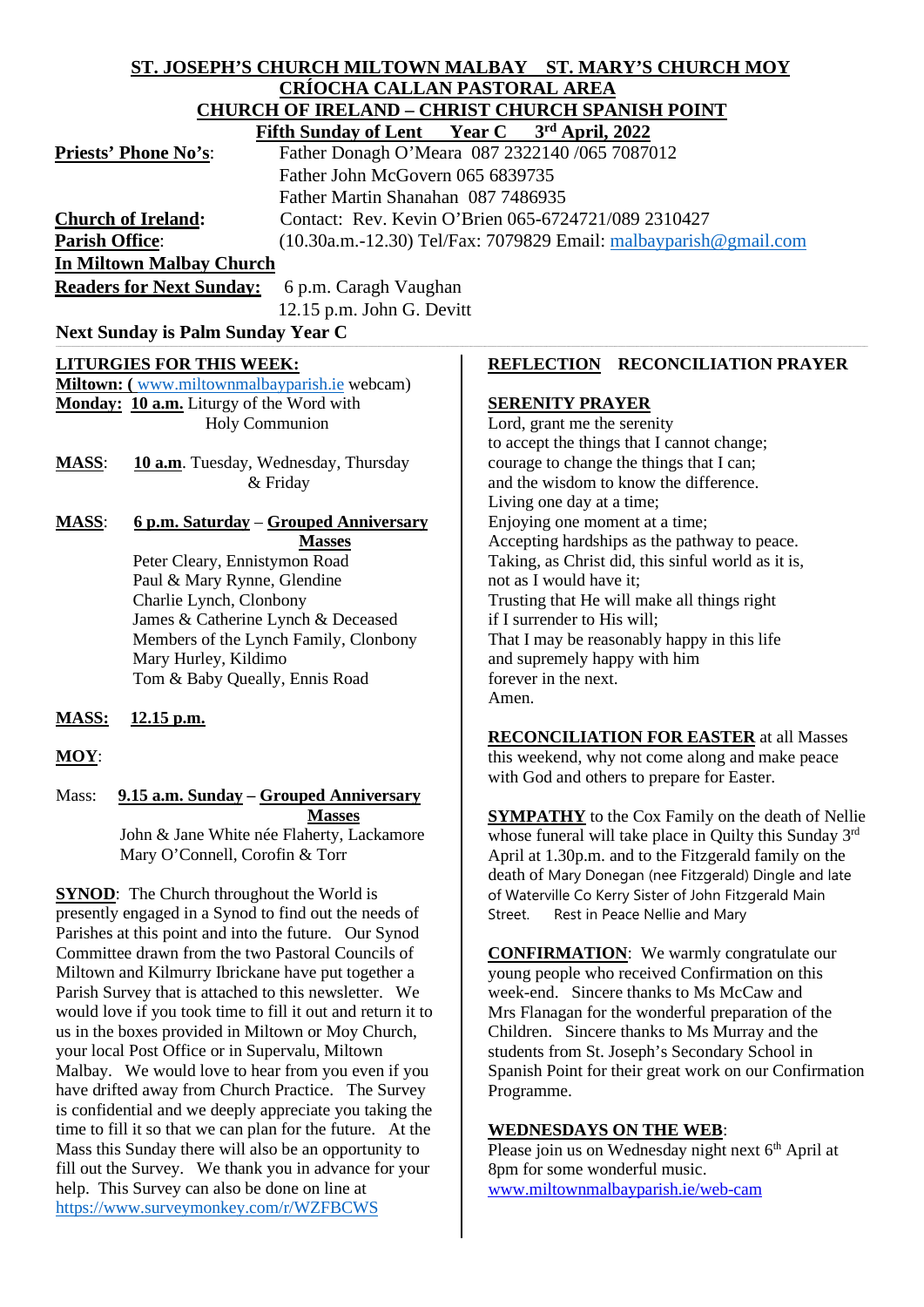**ST. JOSEPH'S CHURCH MILTOWN MALBAY ST. MARY'S CHURCH MOY**

**CRÍOCHA CALLAN PASTORAL AREA**

**CHURCH OF IRELAND – CHRIST CHURCH SPANISH POINT**

**Fifth Sunday of Lent Year C 3rd April, 2022**

**Priests' Phone No's**: Father Donagh O'Meara 087 2322140 /065 7087012
Father John McGovern 065 6839735
Father Martin Shanahan 087 7486935

**Church of Ireland**: Contact: Rev. Kevin O'Brien 065-6724721/089 2310427

**Parish Office**: (10.30a.m.-12.30) Tel/Fax: 7079829 Email: malbayparish@gmail.com

**In Miltown Malbay Church**

**Readers for Next Sunday:** 6 p.m. Caragh Vaughan
12.15 p.m. John G. Devitt

**Next Sunday is Palm Sunday Year C**

**LITURGIES FOR THIS WEEK:**

**Miltown:** (www.miltownmalbayparish.ie webcam)

**Monday:** **10 a.m.** Liturgy of the Word with Holy Communion

**MASS**: **10 a.m**. Tuesday, Wednesday, Thursday & Friday

**MASS**: **6 p.m. Saturday** – **Grouped Anniversary Masses**
Peter Cleary, Ennistymon Road
Paul & Mary Rynne, Glendine
Charlie Lynch, Clonbony
James & Catherine Lynch & Deceased Members of the Lynch Family, Clonbony
Mary Hurley, Kildimo
Tom & Baby Queally, Ennis Road

**MASS:** **12.15 p.m.**

**MOY**:

Mass: **9.15 a.m. Sunday** – **Grouped Anniversary Masses**
John & Jane White née Flaherty, Lackamore
Mary O'Connell, Corofin & Torr

**SYNOD**: The Church throughout the World is presently engaged in a Synod to find out the needs of Parishes at this point and into the future. Our Synod Committee drawn from the two Pastoral Councils of Miltown and Kilmurry Ibrickane have put together a Parish Survey that is attached to this newsletter. We would love if you took time to fill it out and return it to us in the boxes provided in Miltown or Moy Church, your local Post Office or in Supervalu, Miltown Malbay. We would love to hear from you even if you have drifted away from Church Practice. The Survey is confidential and we deeply appreciate you taking the time to fill it so that we can plan for the future. At the Mass this Sunday there will also be an opportunity to fill out the Survey. We thank you in advance for your help. This Survey can also be done on line at https://www.surveymonkey.com/r/WZFBCWS

**REFLECTION** **RECONCILIATION PRAYER**

**SERENITY PRAYER**

Lord, grant me the serenity
to accept the things that I cannot change;
courage to change the things that I can;
and the wisdom to know the difference.
Living one day at a time;
Enjoying one moment at a time;
Accepting hardships as the pathway to peace.
Taking, as Christ did, this sinful world as it is,
not as I would have it;
Trusting that He will make all things right
if I surrender to His will;
That I may be reasonably happy in this life
and supremely happy with him
forever in the next.
Amen.

**RECONCILIATION FOR EASTER** at all Masses this weekend, why not come along and make peace with God and others to prepare for Easter.

**SYMPATHY** to the Cox Family on the death of Nellie whose funeral will take place in Quilty this Sunday 3rd April at 1.30p.m. and to the Fitzgerald family on the death of Mary Donegan (nee Fitzgerald) Dingle and late of Waterville Co Kerry Sister of John Fitzgerald Main Street. Rest in Peace Nellie and Mary

**CONFIRMATION**: We warmly congratulate our young people who received Confirmation on this week-end. Sincere thanks to Ms McCaw and Mrs Flanagan for the wonderful preparation of the Children. Sincere thanks to Ms Murray and the students from St. Joseph's Secondary School in Spanish Point for their great work on our Confirmation Programme.

**WEDNESDAYS ON THE WEB**:

Please join us on Wednesday night next 6th April at 8pm for some wonderful music.
www.miltownmalbayparish.ie/web-cam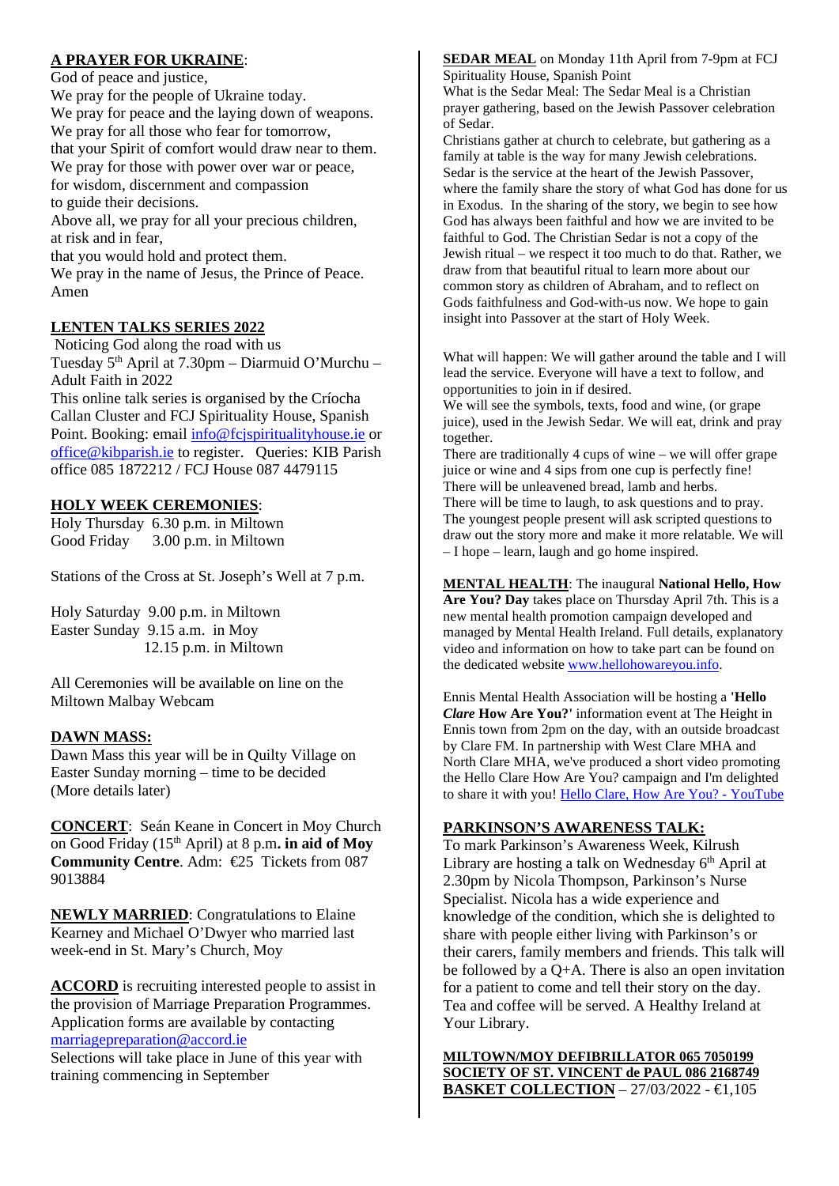**A PRAYER FOR UKRAINE**:

God of peace and justice,
We pray for the people of Ukraine today.
We pray for peace and the laying down of weapons.
We pray for all those who fear for tomorrow,
that your Spirit of comfort would draw near to them.
We pray for those with power over war or peace,
for wisdom, discernment and compassion
to guide their decisions.
Above all, we pray for all your precious children,
at risk and in fear,
that you would hold and protect them.
We pray in the name of Jesus, the Prince of Peace.
Amen

**LENTEN TALKS SERIES 2022**

Noticing God along the road with us
Tuesday 5th April at 7.30pm – Diarmuid O'Murchu – Adult Faith in 2022
This online talk series is organised by the Críocha Callan Cluster and FCJ Spirituality House, Spanish Point. Booking: email info@fcjspiritualityhouse.ie or office@kibparish.ie to register. Queries: KIB Parish office 085 1872212 / FCJ House 087 4479115

**HOLY WEEK CEREMONIES**:

Holy Thursday 6.30 p.m. in Miltown
Good Friday 3.00 p.m. in Miltown

Stations of the Cross at St. Joseph's Well at 7 p.m.

Holy Saturday 9.00 p.m. in Miltown
Easter Sunday 9.15 a.m. in Moy
12.15 p.m. in Miltown

All Ceremonies will be available on line on the Miltown Malbay Webcam

**DAWN MASS:**

Dawn Mass this year will be in Quilty Village on Easter Sunday morning – time to be decided (More details later)

**CONCERT**: Seán Keane in Concert in Moy Church on Good Friday (15th April) at 8 p.m**. in aid of Moy Community Centre**. Adm: €25 Tickets from 087 9013884

**NEWLY MARRIED**: Congratulations to Elaine Kearney and Michael O'Dwyer who married last week-end in St. Mary's Church, Moy

**ACCORD** is recruiting interested people to assist in the provision of Marriage Preparation Programmes. Application forms are available by contacting marriagepreparation@accord.ie
Selections will take place in June of this year with training commencing in September

**SEDAR MEAL** on Monday 11th April from 7-9pm at FCJ Spirituality House, Spanish Point
What is the Sedar Meal: The Sedar Meal is a Christian prayer gathering, based on the Jewish Passover celebration of Sedar.
Christians gather at church to celebrate, but gathering as a family at table is the way for many Jewish celebrations. Sedar is the service at the heart of the Jewish Passover, where the family share the story of what God has done for us in Exodus. In the sharing of the story, we begin to see how God has always been faithful and how we are invited to be faithful to God. The Christian Sedar is not a copy of the Jewish ritual – we respect it too much to do that. Rather, we draw from that beautiful ritual to learn more about our common story as children of Abraham, and to reflect on Gods faithfulness and God-with-us now. We hope to gain insight into Passover at the start of Holy Week.

What will happen: We will gather around the table and I will lead the service. Everyone will have a text to follow, and opportunities to join in if desired.
We will see the symbols, texts, food and wine, (or grape juice), used in the Jewish Sedar. We will eat, drink and pray together.
There are traditionally 4 cups of wine – we will offer grape juice or wine and 4 sips from one cup is perfectly fine!
There will be unleavened bread, lamb and herbs.
There will be time to laugh, to ask questions and to pray.
The youngest people present will ask scripted questions to draw out the story more and make it more relatable. We will – I hope – learn, laugh and go home inspired.

**MENTAL HEALTH**: The inaugural **National Hello, How Are You? Day** takes place on Thursday April 7th. This is a new mental health promotion campaign developed and managed by Mental Health Ireland. Full details, explanatory video and information on how to take part can be found on the dedicated website www.hellohowareyou.info.

Ennis Mental Health Association will be hosting a **'Hello *Clare* How Are You?'** information event at The Height in Ennis town from 2pm on the day, with an outside broadcast by Clare FM. In partnership with West Clare MHA and North Clare MHA, we've produced a short video promoting the Hello Clare How Are You? campaign and I'm delighted to share it with you! Hello Clare, How Are You? - YouTube

**PARKINSON'S AWARENESS TALK:**

To mark Parkinson's Awareness Week, Kilrush Library are hosting a talk on Wednesday 6th April at 2.30pm by Nicola Thompson, Parkinson's Nurse Specialist. Nicola has a wide experience and knowledge of the condition, which she is delighted to share with people either living with Parkinson's or their carers, family members and friends. This talk will be followed by a Q+A. There is also an open invitation for a patient to come and tell their story on the day. Tea and coffee will be served. A Healthy Ireland at Your Library.

**MILTOWN/MOY DEFIBRILLATOR 065 7050199**
**SOCIETY OF ST. VINCENT de PAUL 086 2168749**
**BASKET COLLECTION** – 27/03/2022 - €1,105